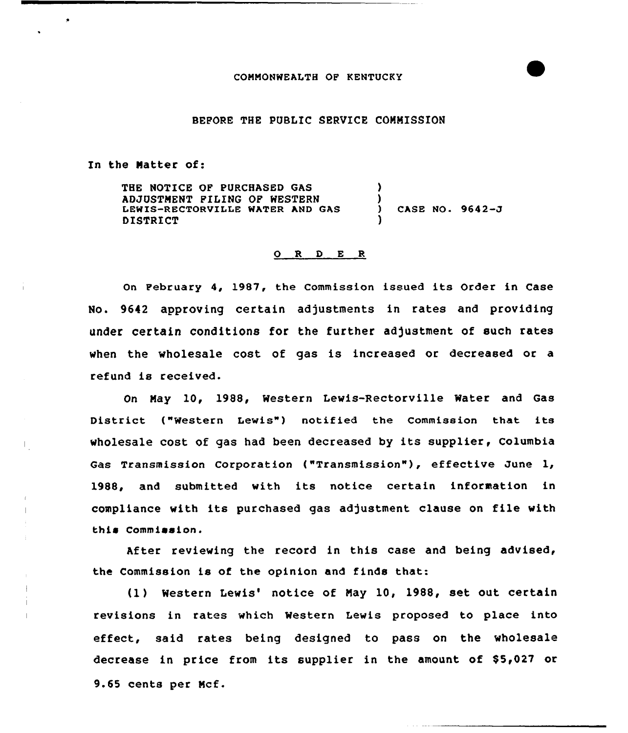COMMONWEALTH OF KENTUCKY

BEFORE THE PUBLIC SERVICE COMMISSION

In the Matter of:

| | | |
|---|---|---|
| THE NOTICE OF PURCHASED GAS ADJUSTMENT FILING OF WESTERN LEWIS-RECTORVILLE WATER AND GAS DISTRICT | ) | CASE NO. 9642-J |

## O R D E R

On February 4, 1987, the Commission issued its Order in Case No. 9642 approving certain adjustments in rates and providing under certain conditions for the further adjustment of such rates when the wholesale cost of gas is increased or decreased or a refund is received.

On May 10, 1988, Western Lewis-Rectorville Water and Gas District ("Western Lewis") notified the Commission that its wholesale cost of gas had been decreased by its supplier, Columbia Gas Transmission Corporation ("Transmission"), effective June 1, 1988, and submitted with its notice certain information in compliance with its purchased gas adjustment clause on file with this Commission.

After reviewing the record in this case and being advised, the Commission is of the opinion and finds that:

(1) Western Lewis' notice of May 10, 1988, set out certain revisions in rates which Western Lewis proposed to place into effect, said rates being designed to pass on the wholesale decrease in price from its supplier in the amount of $5,027 or 9.65 cents per Mcf.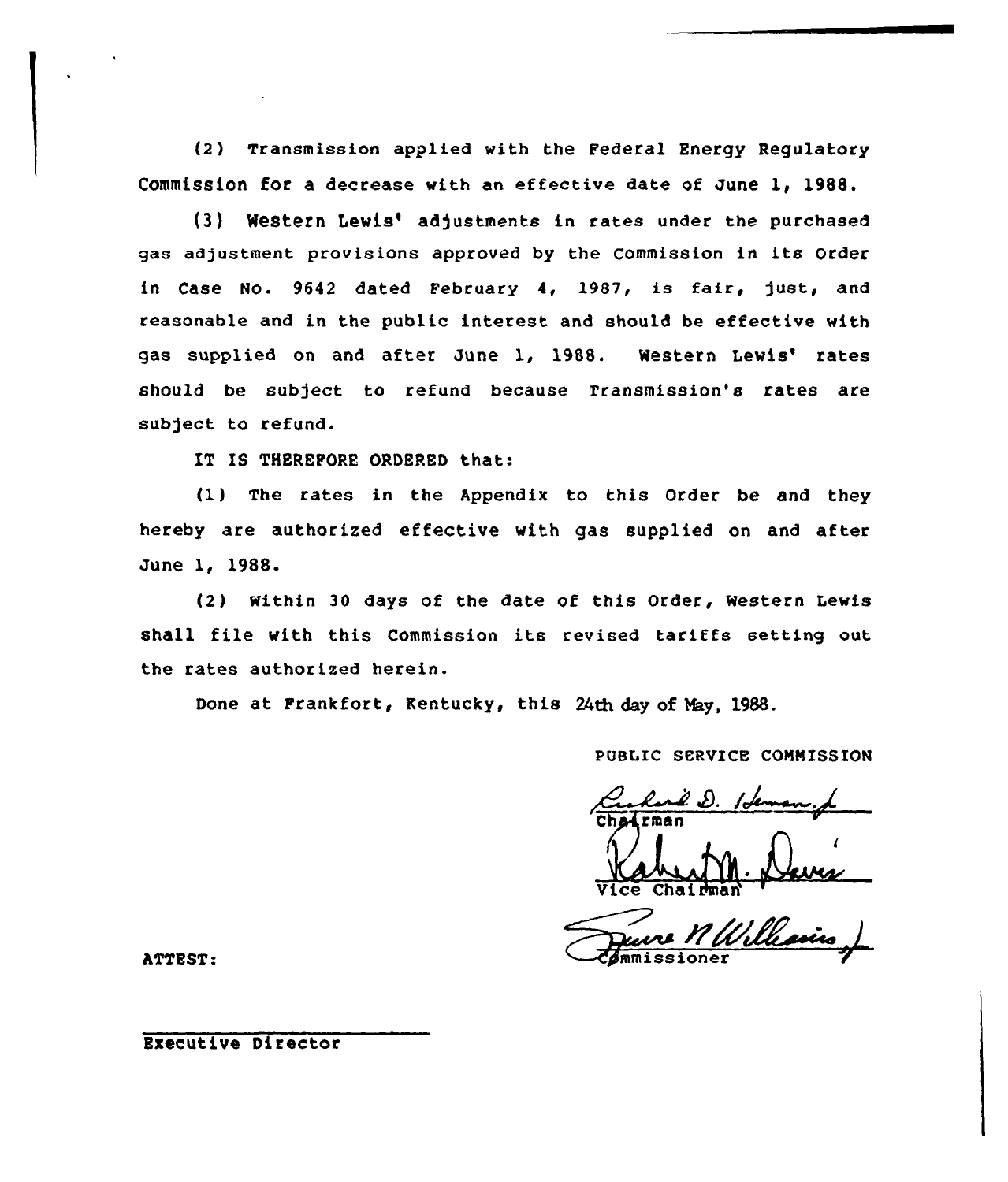(2) Transmission applied with the Federal Energy Regulatory Commission for a decrease with an effective date of June 1, 1988.

(3) Western Lewis' adjustments in rates under the purchased gas adjustment provisions approved by the Commission in its Order in Case No. 9642 dated February 4, 1987, is fair, just, and reasonable and in the public interest and should be effective with gas supplied on and after June 1, 1988. Western Lewis' rates should be subject to refund because Transmission's rates are subject to refund.

IT IS THEREFORE ORDERED that:

(1) The rates in the Appendix to this Order be and they hereby are authorized effective with gas supplied on and after June 1, 1988.

(2) Within 30 days of the date of this Order, Western Lewis shall file with this Commission its revised tariffs setting out the rates authorized herein.

Done at Frankfort, Kentucky, this 24th day of May, 1988.

PUBLIC SERVICE COMMISSION

Chairman

Vice Chairman

Commissioner

ATTEST:

Executive Director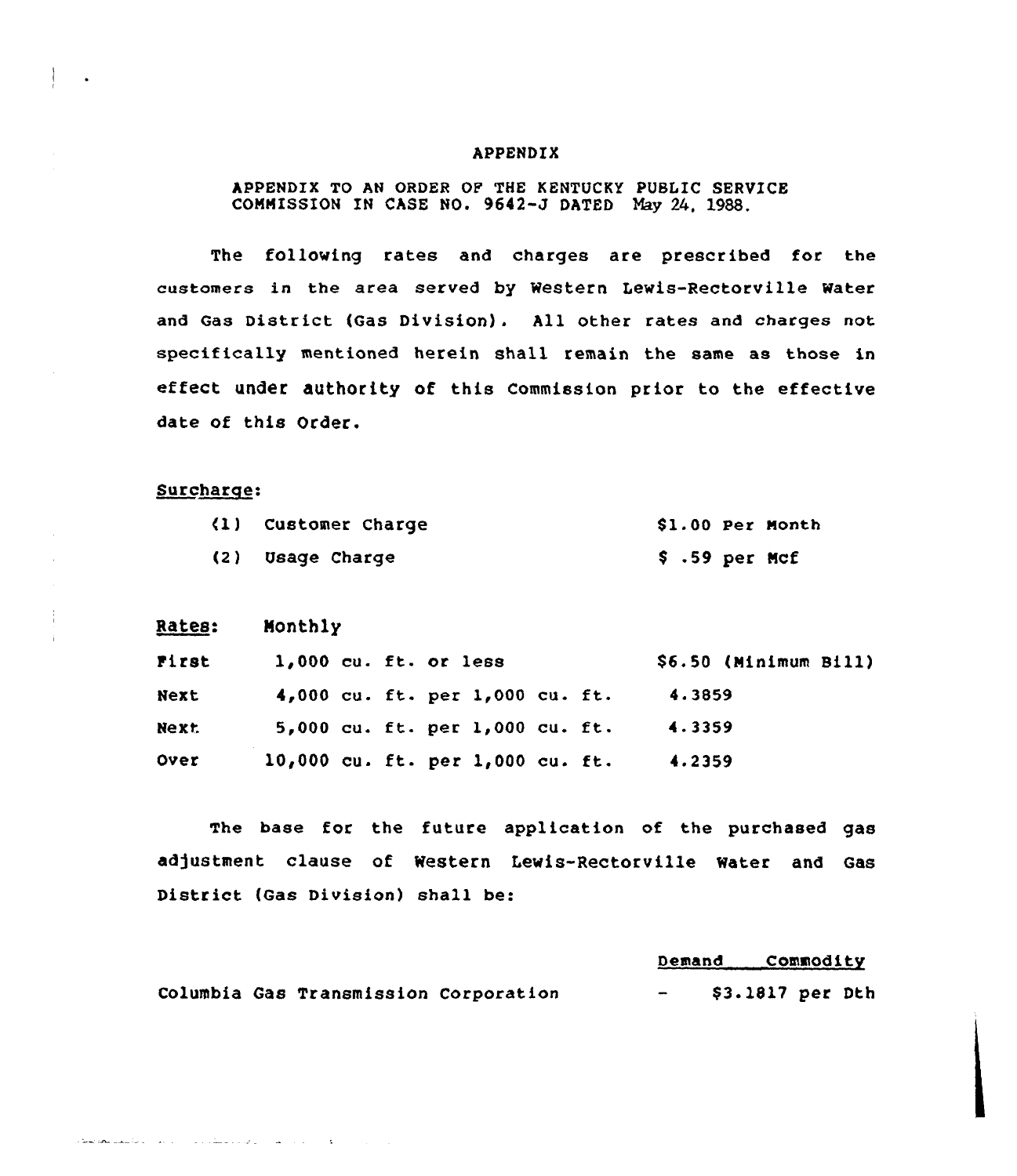# APPENDIX

APPENDIX TO AN ORDER OF THE KENTUCKY PUBLIC SERVICE COMMISSION IN CASE NO. 9642-J DATED May 24, 1988.

The following rates and charges are prescribed for the customers in the area served by Western Lewis-Rectorville Water and Gas District (Gas Division). All other rates and charges not specifically mentioned herein shall remain the same as those in effect under authority of this Commission prior to the effective date of this Order.

<u>Surcharge</u>:

| | | |
|---|---|---|
| (1) | Customer Charge | $1.00 Per Month |
| (2) | Usage Charge | $ .59 per Mcf |

| <u>Rates</u>: | Monthly | |
|---|---|---|
| First | 1,000 cu. ft. or less | $6.50 (Minimum Bill) |
| Next | 4,000 cu. ft. per 1,000 cu. ft. | 4.3859 |
| Next | 5,000 cu. ft. per 1,000 cu. ft. | 4.3359 |
| Over | 10,000 cu. ft. per 1,000 cu. ft. | 4.2359 |

The base for the future application of the purchased gas adjustment clause of Western Lewis-Rectorville Water and Gas District (Gas Division) shall be:

| | Demand | Commodity |
|---|---|---|
| Columbia Gas Transmission Corporation | - | $3.1817 per Dth |